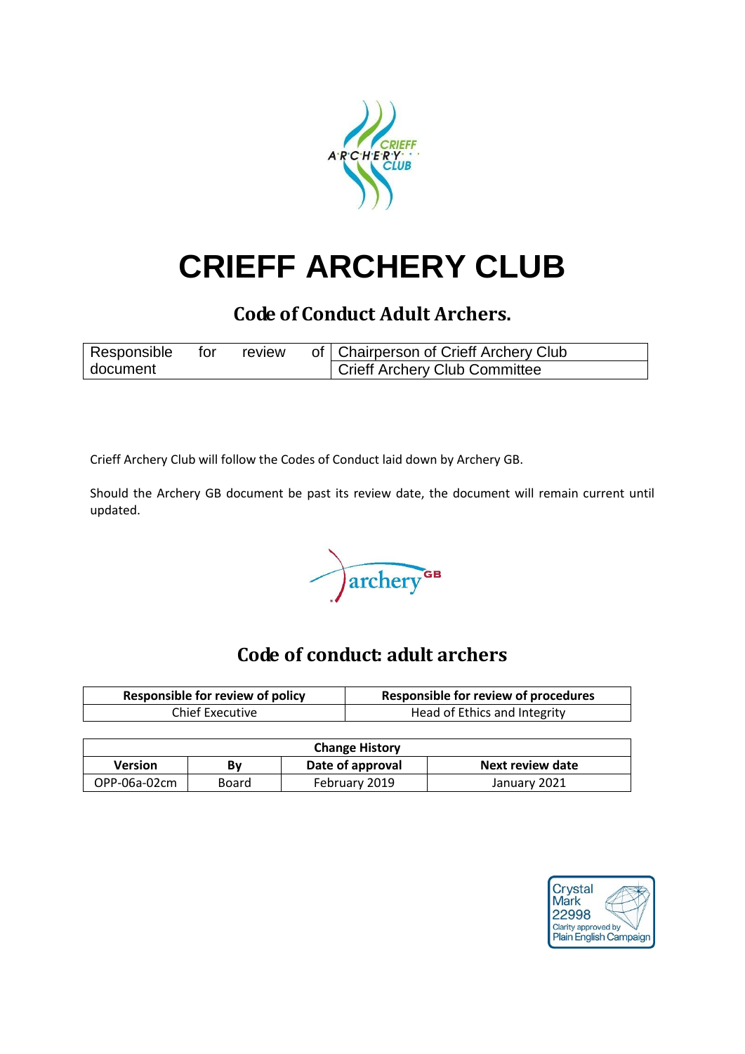# CRIEFF ARCHERY CLUB

## Code of Conduct Adult Archers.

| Responsible for review of document | Chairperson of Crieff Archery Club |
|---|---|
| | Crieff Archery Club Committee |

Crieff Archery Club will follow the Codes of Conduct laid down by Archery GB.

Should the Archery GB document be past its review date, the document will remain current until updated.

## Code of conduct: adult archers

| Responsible for review of policy | Responsible for review of procedures |
|---|---|
| Chief Executive | Head of Ethics and Integrity |

| Change History | | | |
|---|---|---|---|
| **Version** | **By** | **Date of approval** | **Next review date** |
| OPP-06a-02cm | Board | February 2019 | January 2021 |

Crystal Mark 22998 Clarity approved by Plain English Campaign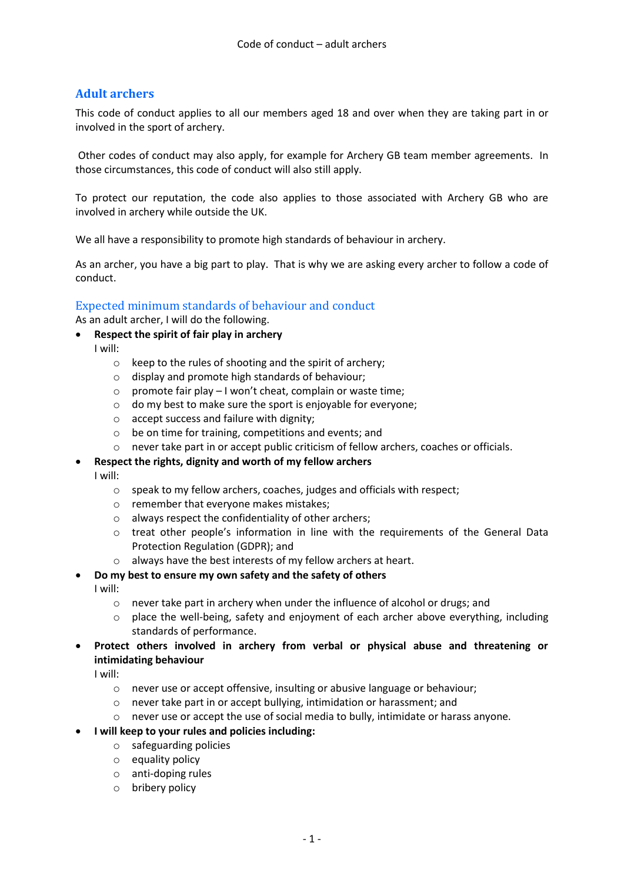## Adult archers

This code of conduct applies to all our members aged 18 and over when they are taking part in or involved in the sport of archery.

Other codes of conduct may also apply, for example for Archery GB team member agreements. In those circumstances, this code of conduct will also still apply.

To protect our reputation, the code also applies to those associated with Archery GB who are involved in archery while outside the UK.

We all have a responsibility to promote high standards of behaviour in archery.

As an archer, you have a big part to play. That is why we are asking every archer to follow a code of conduct.

### Expected minimum standards of behaviour and conduct

As an adult archer, I will do the following.

- **Respect the spirit of fair play in archery**
  I will:
  - keep to the rules of shooting and the spirit of archery;
  - display and promote high standards of behaviour;
  - promote fair play – I won't cheat, complain or waste time;
  - do my best to make sure the sport is enjoyable for everyone;
  - accept success and failure with dignity;
  - be on time for training, competitions and events; and
  - never take part in or accept public criticism of fellow archers, coaches or officials.
- **Respect the rights, dignity and worth of my fellow archers**
  I will:
  - speak to my fellow archers, coaches, judges and officials with respect;
  - remember that everyone makes mistakes;
  - always respect the confidentiality of other archers;
  - treat other people's information in line with the requirements of the General Data Protection Regulation (GDPR); and
  - always have the best interests of my fellow archers at heart.
- **Do my best to ensure my own safety and the safety of others**
  I will:
  - never take part in archery when under the influence of alcohol or drugs; and
  - place the well-being, safety and enjoyment of each archer above everything, including standards of performance.
- **Protect others involved in archery from verbal or physical abuse and threatening or intimidating behaviour**
  I will:
  - never use or accept offensive, insulting or abusive language or behaviour;
  - never take part in or accept bullying, intimidation or harassment; and
  - never use or accept the use of social media to bully, intimidate or harass anyone.
- **I will keep to your rules and policies including:**
  - safeguarding policies
  - equality policy
  - anti-doping rules
  - bribery policy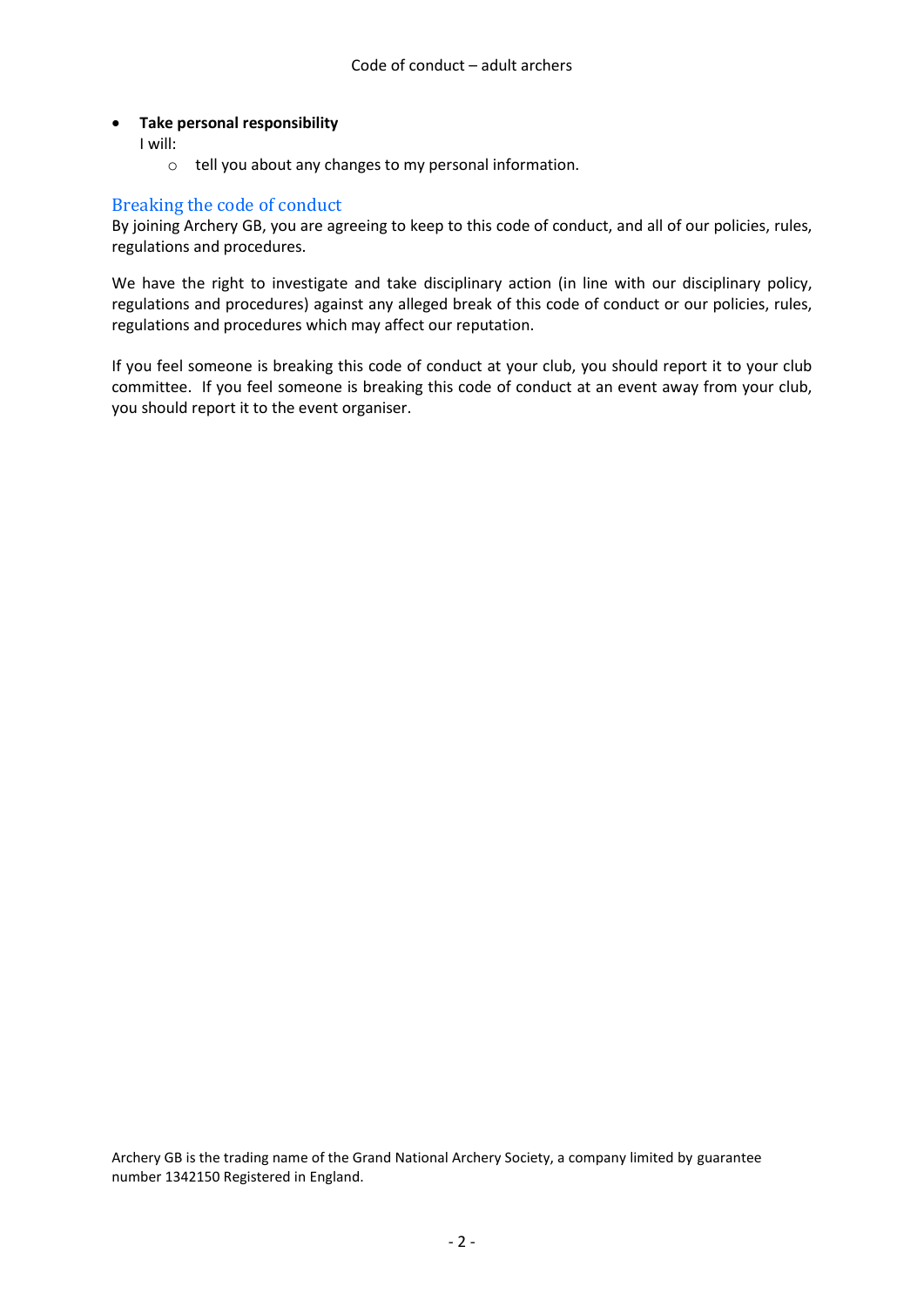- **Take personal responsibility**
  I will:
  - tell you about any changes to my personal information.

## Breaking the code of conduct

By joining Archery GB, you are agreeing to keep to this code of conduct, and all of our policies, rules, regulations and procedures.

We have the right to investigate and take disciplinary action (in line with our disciplinary policy, regulations and procedures) against any alleged break of this code of conduct or our policies, rules, regulations and procedures which may affect our reputation.

If you feel someone is breaking this code of conduct at your club, you should report it to your club committee. If you feel someone is breaking this code of conduct at an event away from your club, you should report it to the event organiser.

Archery GB is the trading name of the Grand National Archery Society, a company limited by guarantee number 1342150 Registered in England.